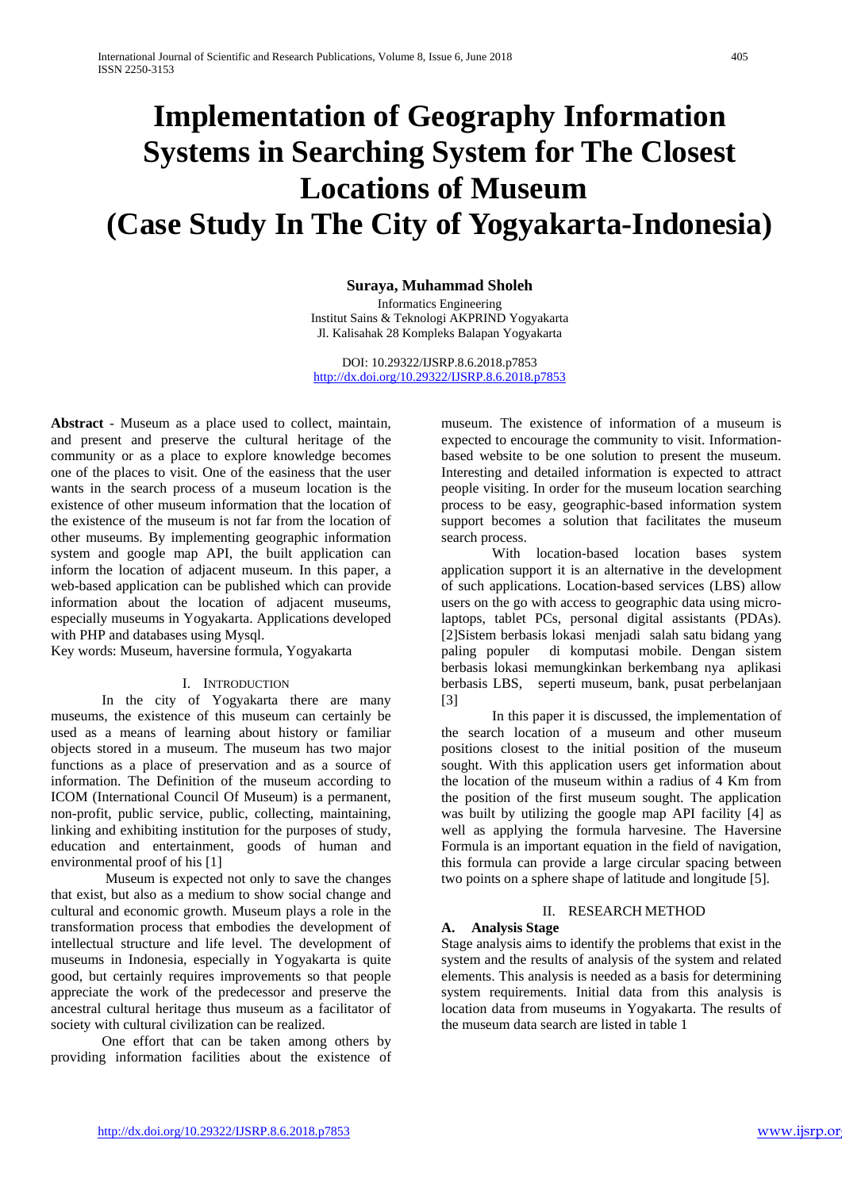# Implementation of Geography Information Systems in Searching System for The Closest Locations of Museum (Case Study In The City of Yogyakarta-Indonesia)

**Suraya, Muhammad Sholeh**

Informatics Engineering
Institut Sains & Teknologi AKPRIND Yogyakarta
Jl. Kalisahak 28 Kompleks Balapan Yogyakarta

DOI: 10.29322/IJSRP.8.6.2018.p7853
http://dx.doi.org/10.29322/IJSRP.8.6.2018.p7853

**Abstract** - Museum as a place used to collect, maintain, and present and preserve the cultural heritage of the community or as a place to explore knowledge becomes one of the places to visit. One of the easiness that the user wants in the search process of a museum location is the existence of other museum information that the location of the existence of the museum is not far from the location of other museums. By implementing geographic information system and google map API, the built application can inform the location of adjacent museum. In this paper, a web-based application can be published which can provide information about the location of adjacent museums, especially museums in Yogyakarta. Applications developed with PHP and databases using Mysql.

Key words: Museum, haversine formula, Yogyakarta

## I. Introduction

In the city of Yogyakarta there are many museums, the existence of this museum can certainly be used as a means of learning about history or familiar objects stored in a museum. The museum has two major functions as a place of preservation and as a source of information. The Definition of the museum according to ICOM (International Council Of Museum) is a permanent, non-profit, public service, public, collecting, maintaining, linking and exhibiting institution for the purposes of study, education and entertainment, goods of human and environmental proof of his [1]

Museum is expected not only to save the changes that exist, but also as a medium to show social change and cultural and economic growth. Museum plays a role in the transformation process that embodies the development of intellectual structure and life level. The development of museums in Indonesia, especially in Yogyakarta is quite good, but certainly requires improvements so that people appreciate the work of the predecessor and preserve the ancestral cultural heritage thus museum as a facilitator of society with cultural civilization can be realized.

One effort that can be taken among others by providing information facilities about the existence of museum. The existence of information of a museum is expected to encourage the community to visit. Information-based website to be one solution to present the museum. Interesting and detailed information is expected to attract people visiting. In order for the museum location searching process to be easy, geographic-based information system support becomes a solution that facilitates the museum search process.

With location-based location bases system application support it is an alternative in the development of such applications. Location-based services (LBS) allow users on the go with access to geographic data using micro-laptops, tablet PCs, personal digital assistants (PDAs). [2]Sistem berbasis lokasi menjadi salah satu bidang yang paling populer di komputasi mobile. Dengan sistem berbasis lokasi memungkinkan berkembang nya aplikasi berbasis LBS, seperti museum, bank, pusat perbelanjaan [3]

In this paper it is discussed, the implementation of the search location of a museum and other museum positions closest to the initial position of the museum sought. With this application users get information about the location of the museum within a radius of 4 Km from the position of the first museum sought. The application was built by utilizing the google map API facility [4] as well as applying the formula harvesine. The Haversine Formula is an important equation in the field of navigation, this formula can provide a large circular spacing between two points on a sphere shape of latitude and longitude [5].

## II. Research Method

### A. Analysis Stage

Stage analysis aims to identify the problems that exist in the system and the results of analysis of the system and related elements. This analysis is needed as a basis for determining system requirements. Initial data from this analysis is location data from museums in Yogyakarta. The results of the museum data search are listed in table 1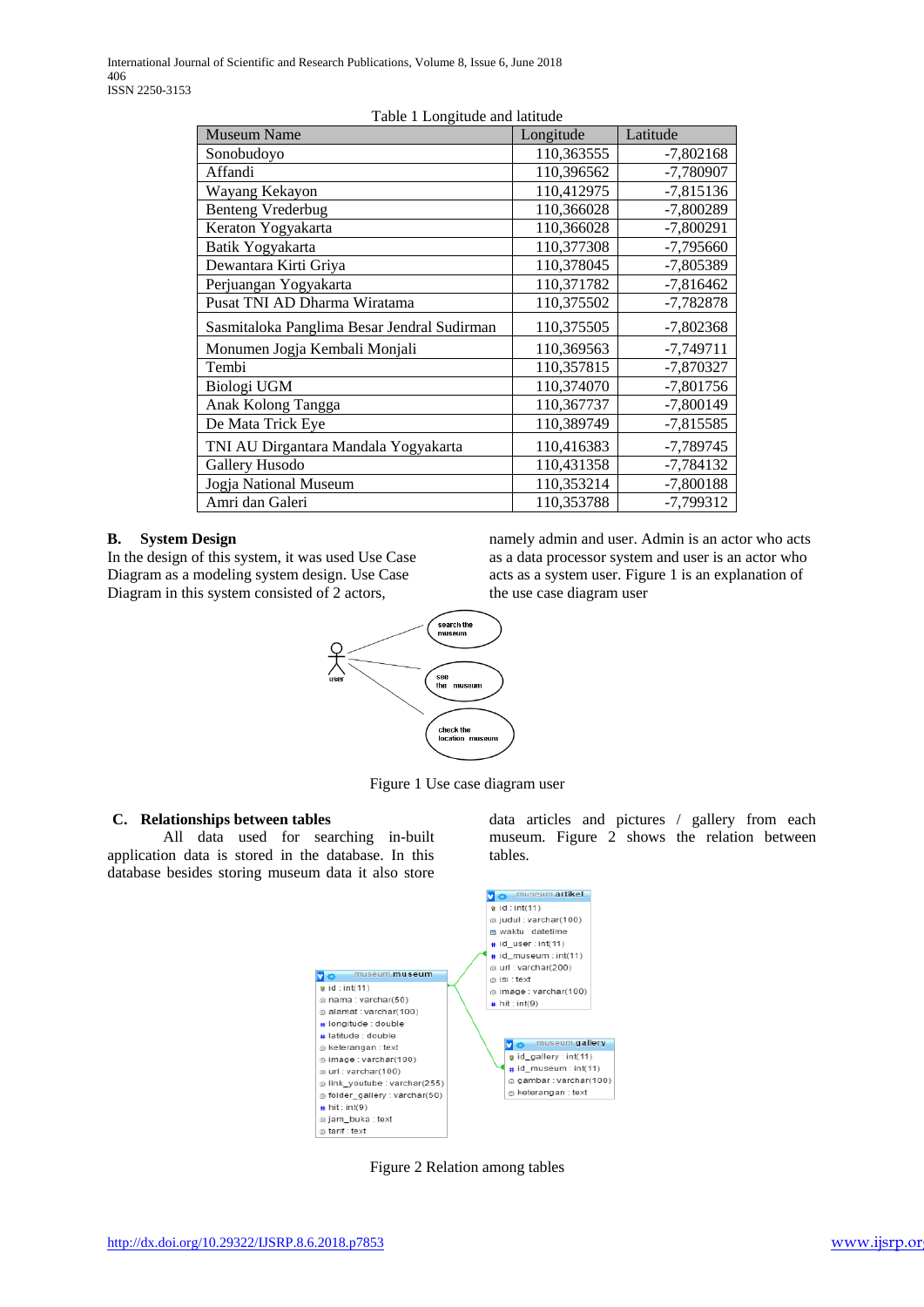Table 1 Longitude and latitude

| Museum Name | Longitude | Latitude |
|---|---|---|
| Sonobudoyo | 110,363555 | -7,802168 |
| Affandi | 110,396562 | -7,780907 |
| Wayang Kekayon | 110,412975 | -7,815136 |
| Benteng Vrederbug | 110,366028 | -7,800289 |
| Keraton Yogyakarta | 110,366028 | -7,800291 |
| Batik Yogyakarta | 110,377308 | -7,795660 |
| Dewantara Kirti Griya | 110,378045 | -7,805389 |
| Perjuangan Yogyakarta | 110,371782 | -7,816462 |
| Pusat TNI AD Dharma Wiratama | 110,375502 | -7,782878 |
| Sasmitaloka Panglima Besar Jendral Sudirman | 110,375505 | -7,802368 |
| Monumen Jogja Kembali Monjali | 110,369563 | -7,749711 |
| Tembi | 110,357815 | -7,870327 |
| Biologi UGM | 110,374070 | -7,801756 |
| Anak Kolong Tangga | 110,367737 | -7,800149 |
| De Mata Trick Eye | 110,389749 | -7,815585 |
| TNI AU Dirgantara Mandala Yogyakarta | 110,416383 | -7,789745 |
| Gallery Husodo | 110,431358 | -7,784132 |
| Jogja National Museum | 110,353214 | -7,800188 |
| Amri dan Galeri | 110,353788 | -7,799312 |

## B. System Design

In the design of this system, it was used Use Case Diagram as a modeling system design. Use Case Diagram in this system consisted of 2 actors, namely admin and user. Admin is an actor who acts as a data processor system and user is an actor who acts as a system user. Figure 1 is an explanation of the use case diagram user

Figure 1 Use case diagram user

## C. Relationships between tables

All data used for searching in-built application data is stored in the database. In this database besides storing museum data it also store data articles and pictures / gallery from each museum. Figure 2 shows the relation between tables.

Figure 2 Relation among tables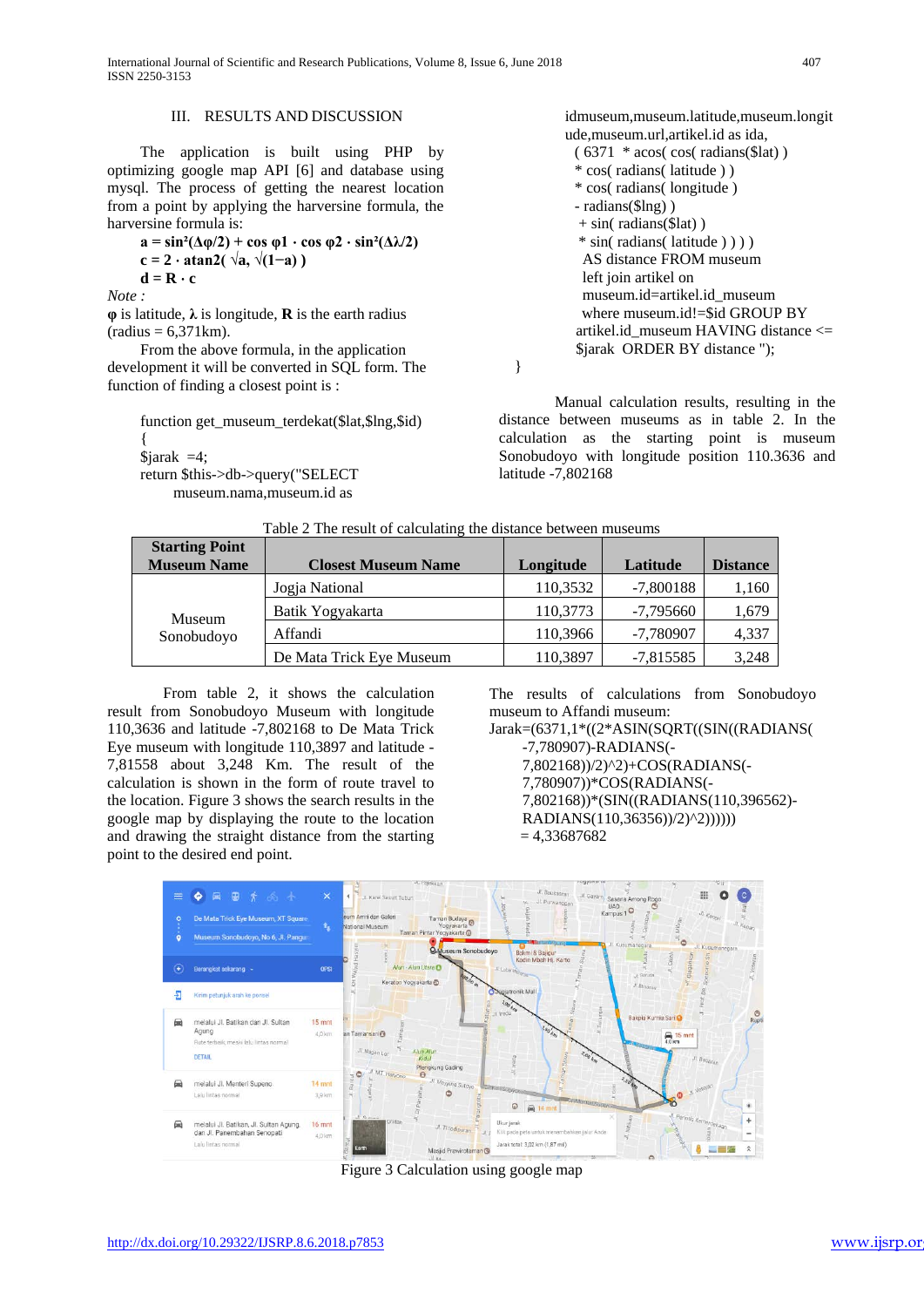## III. RESULTS AND DISCUSSION

The application is built using PHP by optimizing google map API [6] and database using mysql. The process of getting the nearest location from a point by applying the harversine formula, the harversine formula is:

$$\mathbf{a = \sin^2(\Delta\varphi/2) + \cos \varphi 1 \cdot \cos \varphi 2 \cdot \sin^2(\Delta\lambda/2)}$$

$$\mathbf{c = 2 \cdot atan2( \sqrt{a}, \sqrt{(1-a)} )}$$

$$\mathbf{d = R \cdot c}$$

*Note :*

**φ** is latitude, **λ** is longitude, **R** is the earth radius (radius = 6,371km).

From the above formula, in the application development it will be converted in SQL form. The function of finding a closest point is :

```
function get_museum_terdekat($lat,$lng,$id)
{
$jarak  =4;
return $this->db->query("SELECT
    museum.nama,museum.id as
    idmuseum,museum.latitude,museum.longitude,museum.url,artikel.id as ida,
     ( 6371  * acos( cos( radians($lat) )
     * cos( radians( latitude ) )
     * cos( radians( longitude )
     - radians($lng) )
      + sin( radians($lat) )
      * sin( radians( latitude ) ) ) )
      AS distance FROM museum
      left join artikel on
      museum.id=artikel.id_museum
      where museum.id!=$id GROUP BY
     artikel.id_museum HAVING distance <=
     $jarak  ORDER BY distance ");
}
```

Manual calculation results, resulting in the distance between museums as in table 2. In the calculation as the starting point is museum Sonobudoyo with longitude position 110.3636 and latitude -7,802168

Table 2 The result of calculating the distance between museums

| Starting Point Museum Name | Closest Museum Name | Longitude | Latitude | Distance |
|---|---|---|---|---|
| Museum Sonobudoyo | Jogja National | 110,3532 | -7,800188 | 1,160 |
| | Batik Yogyakarta | 110,3773 | -7,795660 | 1,679 |
| | Affandi | 110,3966 | -7,780907 | 4,337 |
| | De Mata Trick Eye Museum | 110,3897 | -7,815585 | 3,248 |

From table 2, it shows the calculation result from Sonobudoyo Museum with longitude 110,3636 and latitude -7,802168 to De Mata Trick Eye museum with longitude 110,3897 and latitude -7,81558 about 3,248 Km. The result of the calculation is shown in the form of route travel to the location. Figure 3 shows the search results in the google map by displaying the route to the location and drawing the straight distance from the starting point to the desired end point.

The results of calculations from Sonobudoyo museum to Affandi museum:

Jarak=(6371,1*((2*ASIN(SQRT((SIN((RADIANS(-7,780907)-RADIANS(-7,802168))/2)^2)+COS(RADIANS(-7,780907))*COS(RADIANS(-7,802168))*(SIN((RADIANS(110,396562)-RADIANS(110,36356))/2)^2))))))
= 4,33687682

Figure 3 Calculation using google map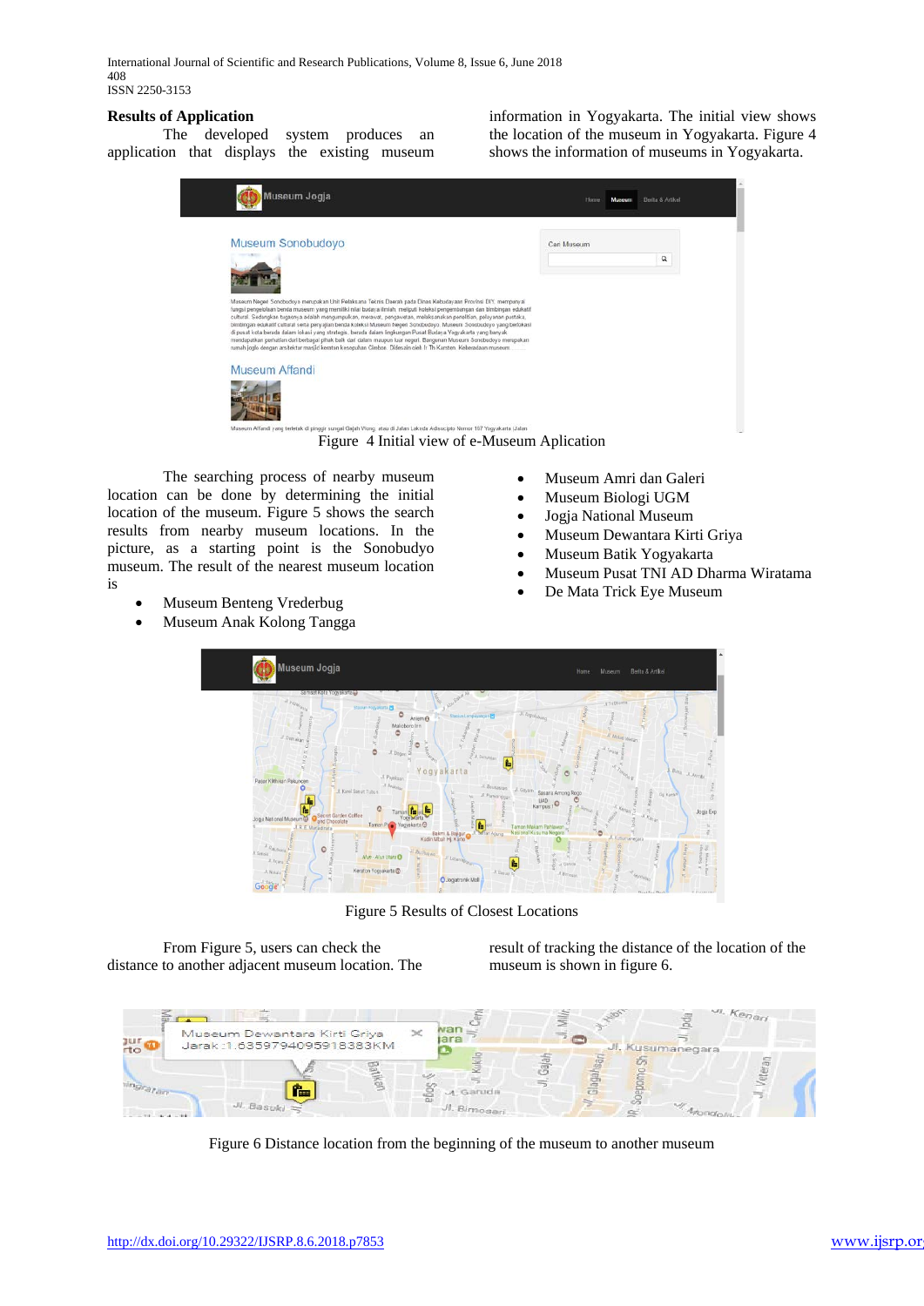## Results of Application

The developed system produces an application that displays the existing museum information in Yogyakarta. The initial view shows the location of the museum in Yogyakarta. Figure 4 shows the information of museums in Yogyakarta.

Figure 4 Initial view of e-Museum Aplication

The searching process of nearby museum location can be done by determining the initial location of the museum. Figure 5 shows the search results from nearby museum locations. In the picture, as a starting point is the Sonobudyo museum. The result of the nearest museum location is

- Museum Benteng Vrederburg
- Museum Anak Kolong Tangga
- Museum Amri dan Galeri
- Museum Biologi UGM
- Jogja National Museum
- Museum Dewantara Kirti Griya
- Museum Batik Yogyakarta
- Museum Pusat TNI AD Dharma Wiratama
- De Mata Trick Eye Museum

Figure 5 Results of Closest Locations

From Figure 5, users can check the distance to another adjacent museum location. The result of tracking the distance of the location of the museum is shown in figure 6.

Figure 6 Distance location from the beginning of the museum to another museum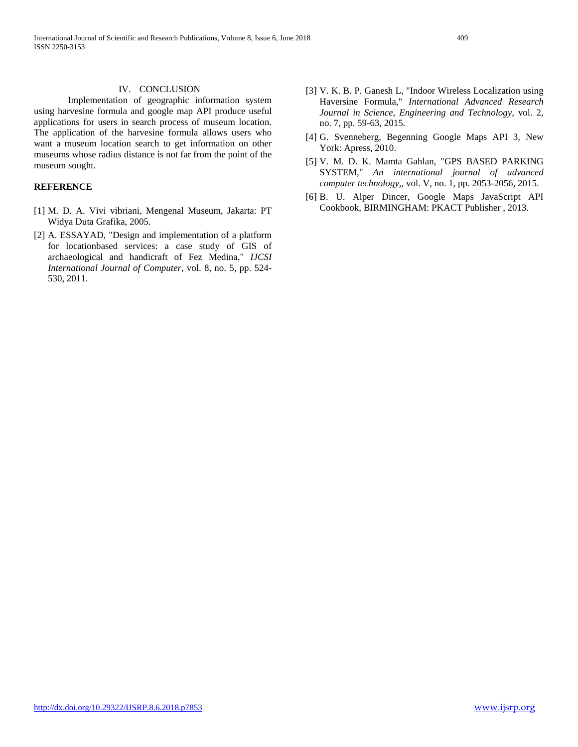## IV. CONCLUSION

Implementation of geographic information system using harvesine formula and google map API produce useful applications for users in search process of museum location. The application of the harvesine formula allows users who want a museum location search to get information on other museums whose radius distance is not far from the point of the museum sought.

## REFERENCE

[1] M. D. A. Vivi vibriani, Mengenal Museum, Jakarta: PT Widya Duta Grafika, 2005.

[2] A. ESSAYAD, "Design and implementation of a platform for locationbased services: a case study of GIS of archaeological and handicraft of Fez Medina," *IJCSI International Journal of Computer,* vol. 8, no. 5, pp. 524-530, 2011.

[3] V. K. B. P. Ganesh L, "Indoor Wireless Localization using Haversine Formula," *International Advanced Research Journal in Science, Engineering and Technology,* vol. 2, no. 7, pp. 59-63, 2015.

[4] G. Svenneberg, Begenning Google Maps API 3, New York: Apress, 2010.

[5] V. M. D. K. Mamta Gahlan, "GPS BASED PARKING SYSTEM," *An international journal of advanced computer technology,*, vol. V, no. 1, pp. 2053-2056, 2015.

[6] B. U. Alper Dincer, Google Maps JavaScript API Cookbook, BIRMINGHAM: PKACT Publisher , 2013.